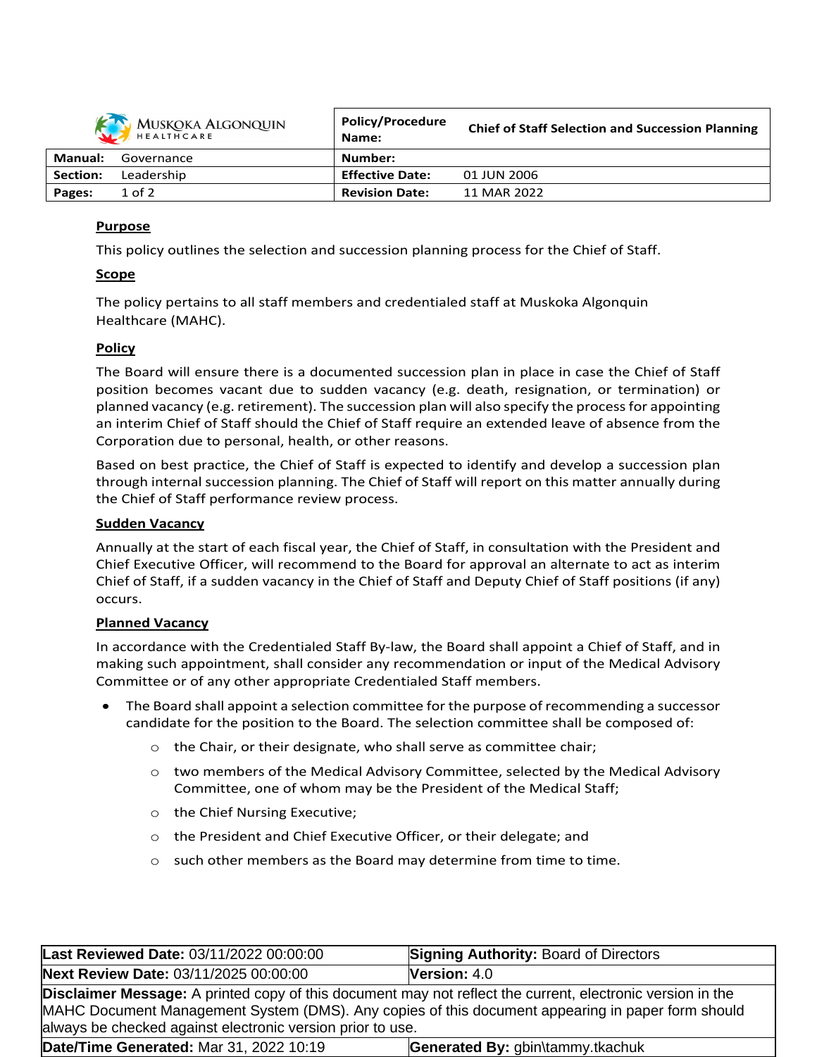| Muskoka Algonquin Healthcare | | Policy/Procedure Name: | Chief of Staff Selection and Succession Planning |
|---|---|---|---|
| **Manual:** | Governance | **Number:** | |
| **Section:** | Leadership | **Effective Date:** | 01 JUN 2006 |
| **Pages:** | 1 of 2 | **Revision Date:** | 11 MAR 2022 |

## Purpose

This policy outlines the selection and succession planning process for the Chief of Staff.

## Scope

The policy pertains to all staff members and credentialed staff at Muskoka Algonquin Healthcare (MAHC).

## Policy

The Board will ensure there is a documented succession plan in place in case the Chief of Staff position becomes vacant due to sudden vacancy (e.g. death, resignation, or termination) or planned vacancy (e.g. retirement). The succession plan will also specify the process for appointing an interim Chief of Staff should the Chief of Staff require an extended leave of absence from the Corporation due to personal, health, or other reasons.

Based on best practice, the Chief of Staff is expected to identify and develop a succession plan through internal succession planning. The Chief of Staff will report on this matter annually during the Chief of Staff performance review process.

## Sudden Vacancy

Annually at the start of each fiscal year, the Chief of Staff, in consultation with the President and Chief Executive Officer, will recommend to the Board for approval an alternate to act as interim Chief of Staff, if a sudden vacancy in the Chief of Staff and Deputy Chief of Staff positions (if any) occurs.

## Planned Vacancy

In accordance with the Credentialed Staff By-law, the Board shall appoint a Chief of Staff, and in making such appointment, shall consider any recommendation or input of the Medical Advisory Committee or of any other appropriate Credentialed Staff members.

- The Board shall appoint a selection committee for the purpose of recommending a successor candidate for the position to the Board. The selection committee shall be composed of:
  - the Chair, or their designate, who shall serve as committee chair;
  - two members of the Medical Advisory Committee, selected by the Medical Advisory Committee, one of whom may be the President of the Medical Staff;
  - the Chief Nursing Executive;
  - the President and Chief Executive Officer, or their delegate; and
  - such other members as the Board may determine from time to time.

| **Last Reviewed Date:** 03/11/2022 00:00:00 | **Signing Authority:** Board of Directors |
|---|---|
| **Next Review Date:** 03/11/2025 00:00:00 | **Version:** 4.0 |
| **Disclaimer Message:** A printed copy of this document may not reflect the current, electronic version in the MAHC Document Management System (DMS). Any copies of this document appearing in paper form should always be checked against electronic version prior to use. | |
| **Date/Time Generated:** Mar 31, 2022 10:19 | **Generated By:** gbin\tammy.tkachuk |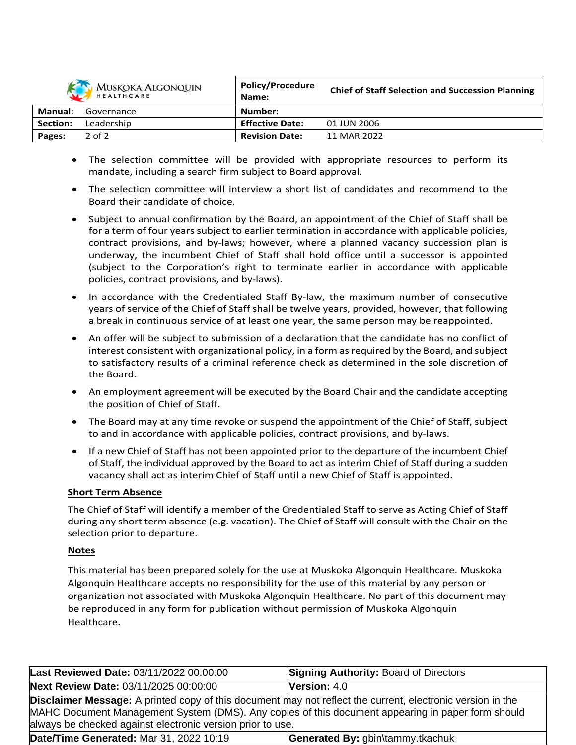- The selection committee will be provided with appropriate resources to perform its mandate, including a search firm subject to Board approval.
- The selection committee will interview a short list of candidates and recommend to the Board their candidate of choice.
- Subject to annual confirmation by the Board, an appointment of the Chief of Staff shall be for a term of four years subject to earlier termination in accordance with applicable policies, contract provisions, and by-laws; however, where a planned vacancy succession plan is underway, the incumbent Chief of Staff shall hold office until a successor is appointed (subject to the Corporation's right to terminate earlier in accordance with applicable policies, contract provisions, and by-laws).
- In accordance with the Credentialed Staff By-law, the maximum number of consecutive years of service of the Chief of Staff shall be twelve years, provided, however, that following a break in continuous service of at least one year, the same person may be reappointed.
- An offer will be subject to submission of a declaration that the candidate has no conflict of interest consistent with organizational policy, in a form as required by the Board, and subject to satisfactory results of a criminal reference check as determined in the sole discretion of the Board.
- An employment agreement will be executed by the Board Chair and the candidate accepting the position of Chief of Staff.
- The Board may at any time revoke or suspend the appointment of the Chief of Staff, subject to and in accordance with applicable policies, contract provisions, and by-laws.
- If a new Chief of Staff has not been appointed prior to the departure of the incumbent Chief of Staff, the individual approved by the Board to act as interim Chief of Staff during a sudden vacancy shall act as interim Chief of Staff until a new Chief of Staff is appointed.

**Short Term Absence**

The Chief of Staff will identify a member of the Credentialed Staff to serve as Acting Chief of Staff during any short term absence (e.g. vacation). The Chief of Staff will consult with the Chair on the selection prior to departure.

**Notes**

This material has been prepared solely for the use at Muskoka Algonquin Healthcare. Muskoka Algonquin Healthcare accepts no responsibility for the use of this material by any person or organization not associated with Muskoka Algonquin Healthcare. No part of this document may be reproduced in any form for publication without permission of Muskoka Algonquin Healthcare.

| | |
|---|---|
| **Last Reviewed Date:** 03/11/2022 00:00:00 | **Signing Authority:** Board of Directors |
| **Next Review Date:** 03/11/2025 00:00:00 | **Version:** 4.0 |
| **Disclaimer Message:** A printed copy of this document may not reflect the current, electronic version in the MAHC Document Management System (DMS). Any copies of this document appearing in paper form should always be checked against electronic version prior to use. | |
| **Date/Time Generated:** Mar 31, 2022 10:19 | **Generated By:** gbin\tammy.tkachuk |